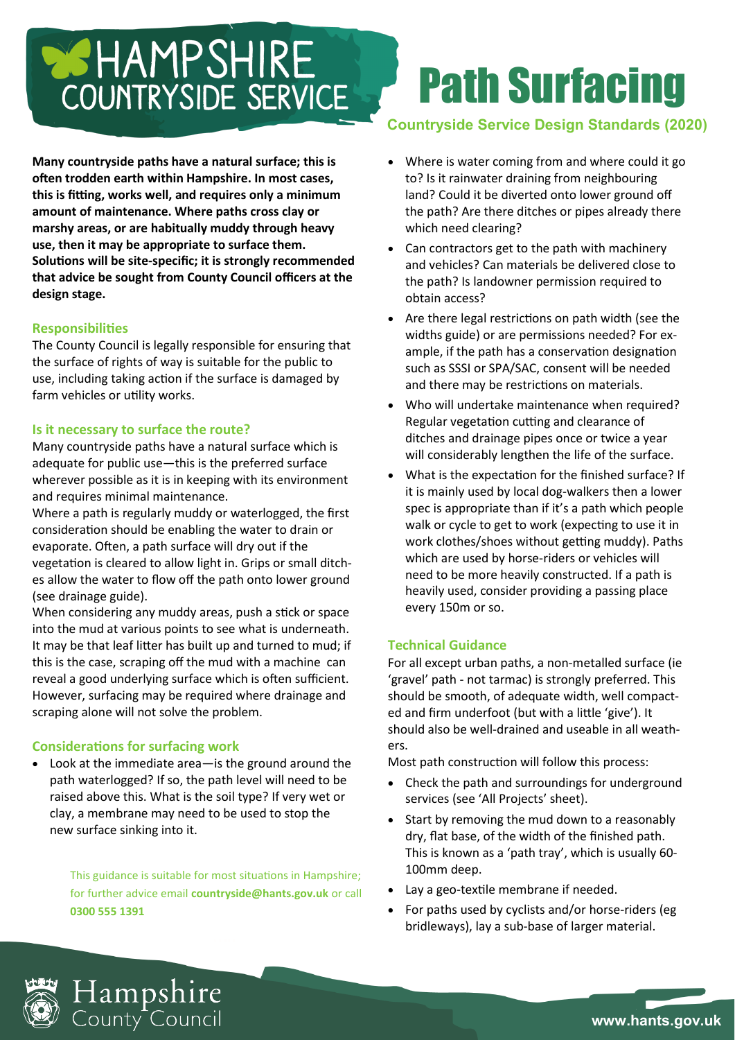# Path Surfacing

**Countryside Service Design Standards (2020)**

**Many countryside paths have a natural surface; this is often trodden earth within Hampshire. In most cases, this is fitting, works well, and requires only a minimum amount of maintenance. Where paths cross clay or marshy areas, or are habitually muddy through heavy use, then it may be appropriate to surface them. Solutions will be site-specific; it is strongly recommended that advice be sought from County Council officers at the design stage.**

## Responsibilities

The County Council is legally responsible for ensuring that the surface of rights of way is suitable for the public to use, including taking action if the surface is damaged by farm vehicles or utility works.

## Is it necessary to surface the route?

Many countryside paths have a natural surface which is adequate for public use—this is the preferred surface wherever possible as it is in keeping with its environment and requires minimal maintenance.

Where a path is regularly muddy or waterlogged, the first consideration should be enabling the water to drain or evaporate. Often, a path surface will dry out if the vegetation is cleared to allow light in. Grips or small ditches allow the water to flow off the path onto lower ground (see drainage guide).

When considering any muddy areas, push a stick or space into the mud at various points to see what is underneath. It may be that leaf litter has built up and turned to mud; if this is the case, scraping off the mud with a machine can reveal a good underlying surface which is often sufficient. However, surfacing may be required where drainage and scraping alone will not solve the problem.

## Considerations for surfacing work

- Look at the immediate area—is the ground around the path waterlogged? If so, the path level will need to be raised above this. What is the soil type? If very wet or clay, a membrane may need to be used to stop the new surface sinking into it.
- Where is water coming from and where could it go to? Is it rainwater draining from neighbouring land? Could it be diverted onto lower ground off the path? Are there ditches or pipes already there which need clearing?
- Can contractors get to the path with machinery and vehicles? Can materials be delivered close to the path? Is landowner permission required to obtain access?
- Are there legal restrictions on path width (see the widths guide) or are permissions needed? For example, if the path has a conservation designation such as SSSI or SPA/SAC, consent will be needed and there may be restrictions on materials.
- Who will undertake maintenance when required? Regular vegetation cutting and clearance of ditches and drainage pipes once or twice a year will considerably lengthen the life of the surface.
- What is the expectation for the finished surface? If it is mainly used by local dog-walkers then a lower spec is appropriate than if it's a path which people walk or cycle to get to work (expecting to use it in work clothes/shoes without getting muddy). Paths which are used by horse-riders or vehicles will need to be more heavily constructed. If a path is heavily used, consider providing a passing place every 150m or so.

This guidance is suitable for most situations in Hampshire; for further advice email **countryside@hants.gov.uk** or call **0300 555 1391**

## Technical Guidance

For all except urban paths, a non-metalled surface (ie 'gravel' path - not tarmac) is strongly preferred. This should be smooth, of adequate width, well compacted and firm underfoot (but with a little 'give'). It should also be well-drained and useable in all weathers.

Most path construction will follow this process:

- Check the path and surroundings for underground services (see 'All Projects' sheet).
- Start by removing the mud down to a reasonably dry, flat base, of the width of the finished path. This is known as a 'path tray', which is usually 60-100mm deep.
- Lay a geo-textile membrane if needed.
- For paths used by cyclists and/or horse-riders (eg bridleways), lay a sub-base of larger material.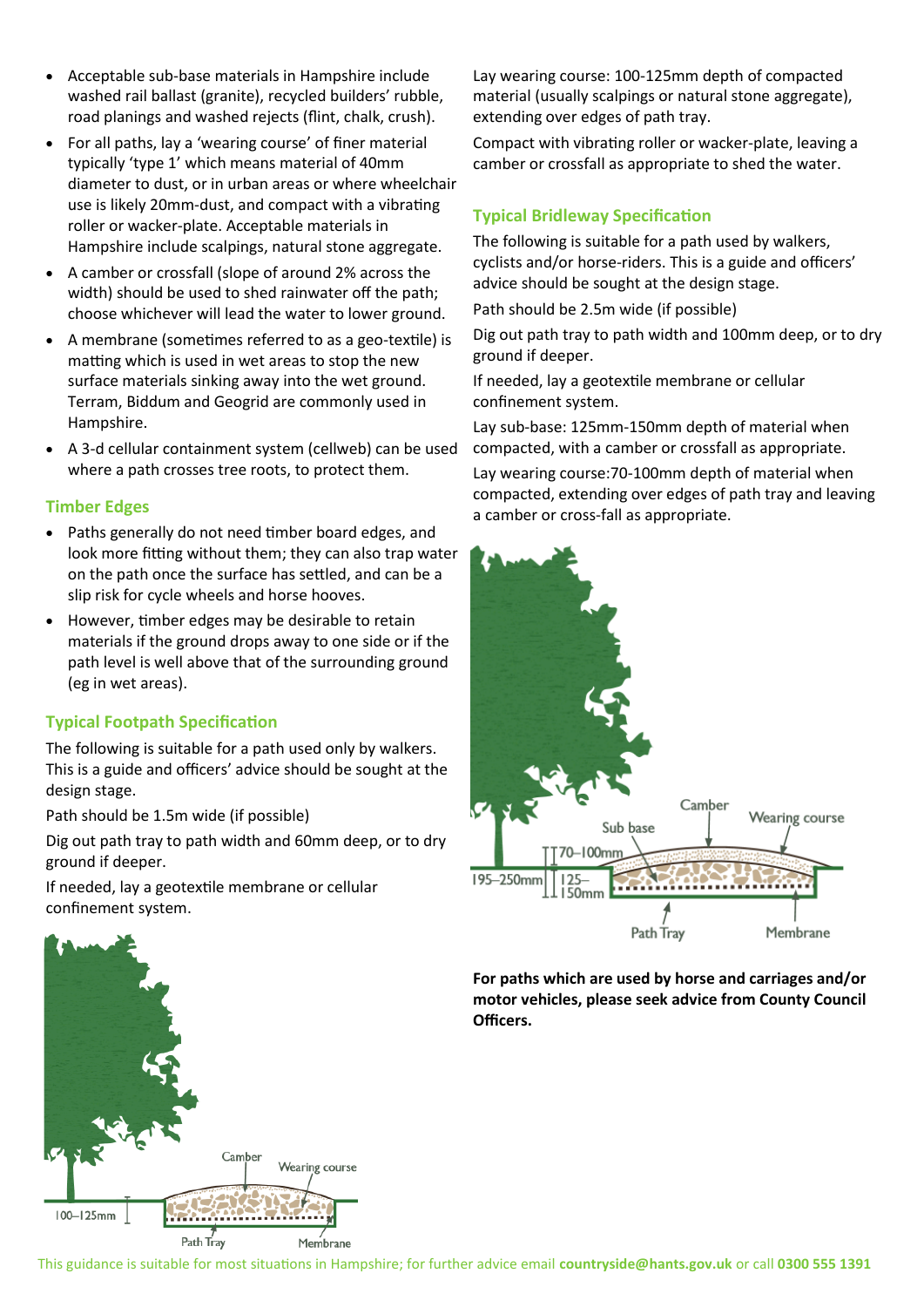- Acceptable sub-base materials in Hampshire include washed rail ballast (granite), recycled builders' rubble, road planings and washed rejects (flint, chalk, crush).
- For all paths, lay a 'wearing course' of finer material typically 'type 1' which means material of 40mm diameter to dust, or in urban areas or where wheelchair use is likely 20mm-dust, and compact with a vibrating roller or wacker-plate. Acceptable materials in Hampshire include scalpings, natural stone aggregate.
- A camber or crossfall (slope of around 2% across the width) should be used to shed rainwater off the path; choose whichever will lead the water to lower ground.
- A membrane (sometimes referred to as a geo-textile) is matting which is used in wet areas to stop the new surface materials sinking away into the wet ground. Terram, Biddum and Geogrid are commonly used in Hampshire.
- A 3-d cellular containment system (cellweb) can be used where a path crosses tree roots, to protect them.

## Timber Edges

- Paths generally do not need timber board edges, and look more fitting without them; they can also trap water on the path once the surface has settled, and can be a slip risk for cycle wheels and horse hooves.
- However, timber edges may be desirable to retain materials if the ground drops away to one side or if the path level is well above that of the surrounding ground (eg in wet areas).

## Typical Footpath Specification

The following is suitable for a path used only by walkers. This is a guide and officers' advice should be sought at the design stage.

Path should be 1.5m wide (if possible)

Dig out path tray to path width and 60mm deep, or to dry ground if deeper.

If needed, lay a geotextile membrane or cellular confinement system.

Camber
Wearing course
100–125mm
Path Tray
Membrane

Lay wearing course: 100-125mm depth of compacted material (usually scalpings or natural stone aggregate), extending over edges of path tray.

Compact with vibrating roller or wacker-plate, leaving a camber or crossfall as appropriate to shed the water.

## Typical Bridleway Specification

The following is suitable for a path used by walkers, cyclists and/or horse-riders. This is a guide and officers' advice should be sought at the design stage.

Path should be 2.5m wide (if possible)

Dig out path tray to path width and 100mm deep, or to dry ground if deeper.

If needed, lay a geotextile membrane or cellular confinement system.

Lay sub-base: 125mm-150mm depth of material when compacted, with a camber or crossfall as appropriate.

Lay wearing course:70-100mm depth of material when compacted, extending over edges of path tray and leaving a camber or cross-fall as appropriate.

Camber
Sub base
Wearing course
70–100mm
195–250mm
125–150mm
Path Tray
Membrane

**For paths which are used by horse and carriages and/or motor vehicles, please seek advice from County Council Officers.**

This guidance is suitable for most situations in Hampshire; for further advice email **countryside@hants.gov.uk** or call **0300 555 1391**